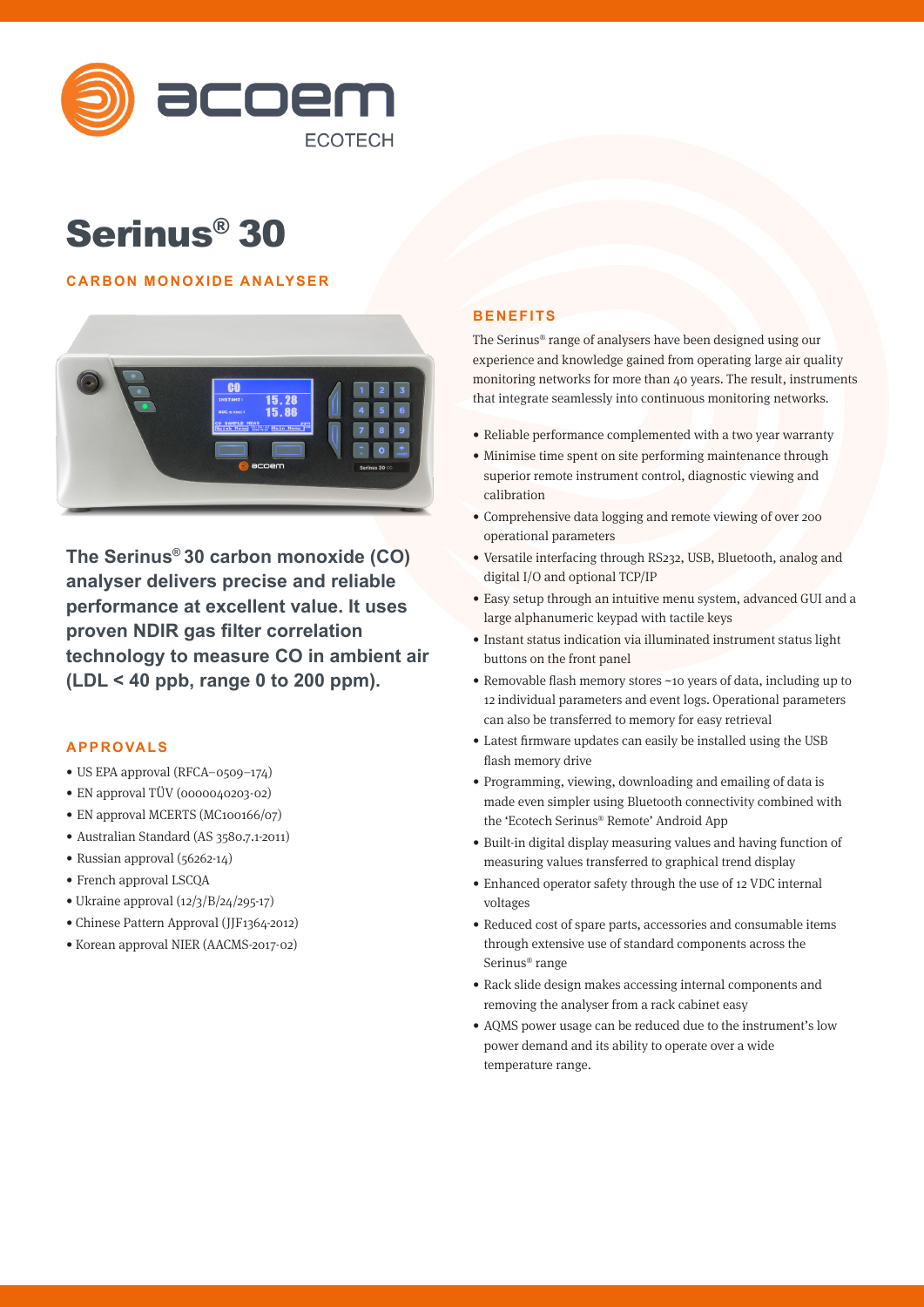# Serinus® 30

## CARBON MONOXIDE ANALYSER

**The Serinus® 30 carbon monoxide (CO) analyser delivers precise and reliable performance at excellent value. It uses proven NDIR gas filter correlation technology to measure CO in ambient air (LDL < 40 ppb, range 0 to 200 ppm).**

### APPROVALS

- US EPA approval (RFCA–0509–174)
- EN approval TÜV (0000040203-02)
- EN approval MCERTS (MC100166/07)
- Australian Standard (AS 3580.7.1-2011)
- Russian approval (56262-14)
- French approval LSCQA
- Ukraine approval (12/3/B/24/295-17)
- Chinese Pattern Approval (JJF1364-2012)
- Korean approval NIER (AACMS-2017-02)

### BENEFITS

The Serinus® range of analysers have been designed using our experience and knowledge gained from operating large air quality monitoring networks for more than 40 years. The result, instruments that integrate seamlessly into continuous monitoring networks.

- Reliable performance complemented with a two year warranty
- Minimise time spent on site performing maintenance through superior remote instrument control, diagnostic viewing and calibration
- Comprehensive data logging and remote viewing of over 200 operational parameters
- Versatile interfacing through RS232, USB, Bluetooth, analog and digital I/O and optional TCP/IP
- Easy setup through an intuitive menu system, advanced GUI and a large alphanumeric keypad with tactile keys
- Instant status indication via illuminated instrument status light buttons on the front panel
- Removable flash memory stores ~10 years of data, including up to 12 individual parameters and event logs. Operational parameters can also be transferred to memory for easy retrieval
- Latest firmware updates can easily be installed using the USB flash memory drive
- Programming, viewing, downloading and emailing of data is made even simpler using Bluetooth connectivity combined with the 'Ecotech Serinus® Remote' Android App
- Built-in digital display measuring values and having function of measuring values transferred to graphical trend display
- Enhanced operator safety through the use of 12 VDC internal voltages
- Reduced cost of spare parts, accessories and consumable items through extensive use of standard components across the Serinus® range
- Rack slide design makes accessing internal components and removing the analyser from a rack cabinet easy
- AQMS power usage can be reduced due to the instrument's low power demand and its ability to operate over a wide temperature range.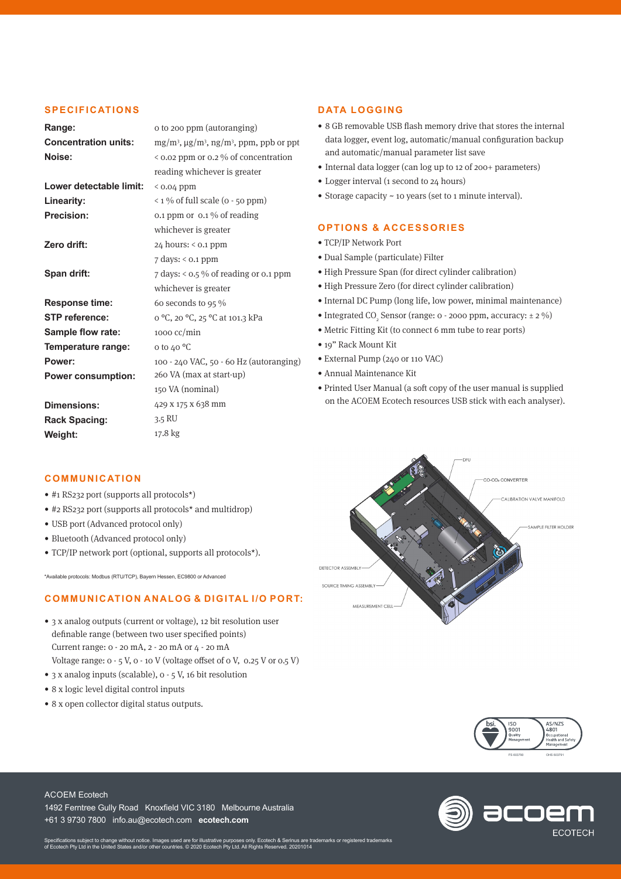## SPECIFICATIONS

| | |
|---|---|
| **Range:** | 0 to 200 ppm (autoranging) |
| **Concentration units:** | mg/m³, µg/m³, ng/m³, ppm, ppb or ppt |
| **Noise:** | < 0.02 ppm or 0.2 % of concentration reading whichever is greater |
| **Lower detectable limit:** | < 0.04 ppm |
| **Linearity:** | < 1 % of full scale (0 - 50 ppm) |
| **Precision:** | 0.1 ppm or 0.1 % of reading whichever is greater |
| **Zero drift:** | 24 hours: < 0.1 ppm<br>7 days: < 0.1 ppm |
| **Span drift:** | 7 days: < 0.5 % of reading or 0.1 ppm whichever is greater |
| **Response time:** | 60 seconds to 95 % |
| **STP reference:** | 0 °C, 20 °C, 25 °C at 101.3 kPa |
| **Sample flow rate:** | 1000 cc/min |
| **Temperature range:** | 0 to 40 °C |
| **Power:** | 100 - 240 VAC, 50 - 60 Hz (autoranging) |
| **Power consumption:** | 260 VA (max at start-up)<br>150 VA (nominal) |
| **Dimensions:** | 429 x 175 x 638 mm |
| **Rack Spacing:** | 3.5 RU |
| **Weight:** | 17.8 kg |

## DATA LOGGING

- 8 GB removable USB flash memory drive that stores the internal data logger, event log, automatic/manual configuration backup and automatic/manual parameter list save
- Internal data logger (can log up to 12 of 200+ parameters)
- Logger interval (1 second to 24 hours)
- Storage capacity ~ 10 years (set to 1 minute interval).

## OPTIONS & ACCESSORIES

- TCP/IP Network Port
- Dual Sample (particulate) Filter
- High Pressure Span (for direct cylinder calibration)
- High Pressure Zero (for direct cylinder calibration)
- Internal DC Pump (long life, low power, minimal maintenance)
- Integrated $CO_2$ Sensor (range: 0 - 2000 ppm, accuracy: ± 2 %)
- Metric Fitting Kit (to connect 6 mm tube to rear ports)
- 19" Rack Mount Kit
- External Pump (240 or 110 VAC)
- Annual Maintenance Kit
- Printed User Manual (a soft copy of the user manual is supplied on the ACOEM Ecotech resources USB stick with each analyser).

## COMMUNICATION

- #1 RS232 port (supports all protocols*)
- #2 RS232 port (supports all protocols* and multidrop)
- USB port (Advanced protocol only)
- Bluetooth (Advanced protocol only)
- TCP/IP network port (optional, supports all protocols*).

*Available protocols: Modbus (RTU/TCP), Bayern Hessen, EC9800 or Advanced

## COMMUNICATION ANALOG & DIGITAL I/O PORT:

- 3 x analog outputs (current or voltage), 12 bit resolution user definable range (between two user specified points)
  Current range: 0 - 20 mA, 2 - 20 mA or 4 - 20 mA
  Voltage range: 0 - 5 V, 0 - 10 V (voltage offset of 0 V, 0.25 V or 0.5 V)
- 3 x analog inputs (scalable), 0 - 5 V, 16 bit resolution
- 8 x logic level digital control inputs
- 8 x open collector digital status outputs.

DFU
CO-$CO_2$ CONVERTER
CALIBRATION VALVE MANIFOLD
SAMPLE FILTER HOLDER
DETECTOR ASSEMBLY
SOURCE TIMING ASSEMBLY
MEASUREMENT CELL

bsi. ISO 9001 Quality Management FS 603790 | AS/NZS 4801 Occupational Health and Safety Management OHS 603791

ACOEM Ecotech
1492 Ferntree Gully Road Knoxfield VIC 3180 Melbourne Australia
+61 3 9730 7800 info.au@ecotech.com **ecotech.com**

acoem ECOTECH

Specifications subject to change without notice. Images used are for illustrative purposes only. Ecotech & Serinus are trademarks or registered trademarks of Ecotech Pty Ltd in the United States and/or other countries. © 2020 Ecotech Pty Ltd. All Rights Reserved. 20201014